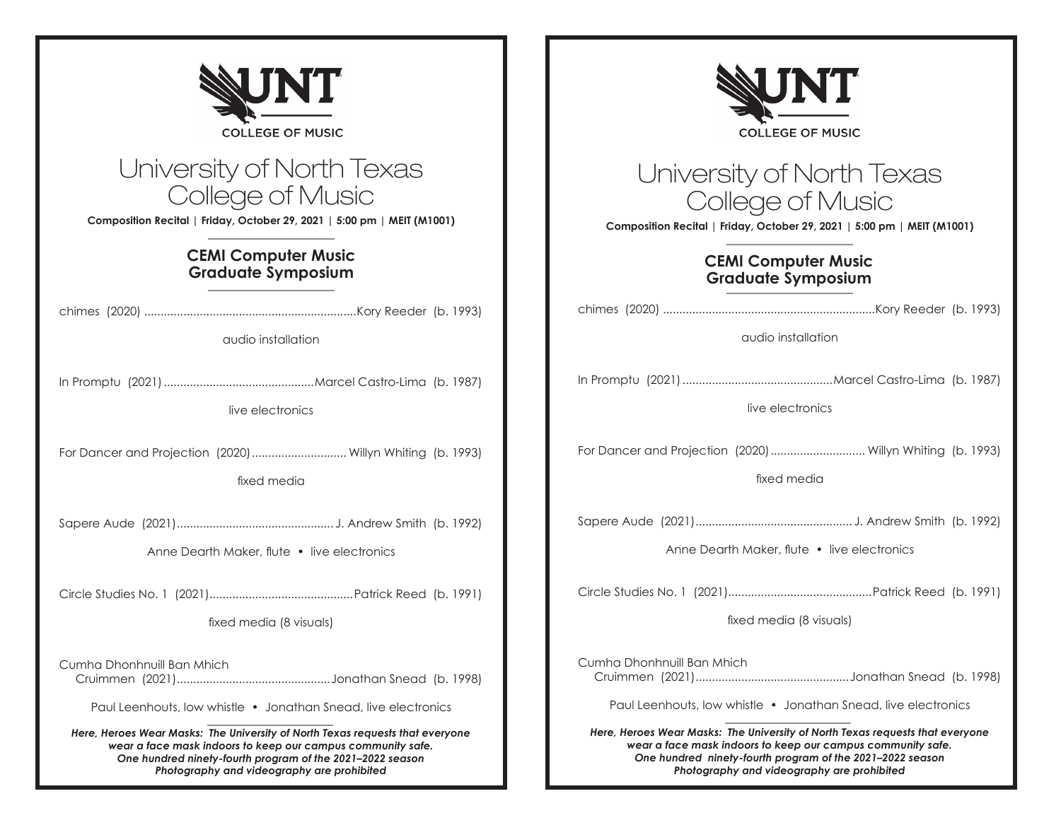UNT COLLEGE OF MUSIC

# University of North Texas College of Music

**Composition Recital | Friday, October 29, 2021 | 5:00 pm | MEIT (M1001)**

## CEMI Computer Music Graduate Symposium

chimes (2020) ........................................ Kory Reeder (b. 1993)

audio installation

In Promptu (2021) ........................................ Marcel Castro-Lima (b. 1987)

live electronics

For Dancer and Projection (2020) ........................................ Willyn Whiting (b. 1993)

fixed media

Sapere Aude (2021) ........................................ J. Andrew Smith (b. 1992)

Anne Dearth Maker, flute • live electronics

Circle Studies No. 1 (2021) ........................................ Patrick Reed (b. 1991)

fixed media (8 visuals)

Cumha Dhonhnuill Ban Mhich Cruimmen (2021) ........................................ Jonathan Snead (b. 1998)

Paul Leenhouts, low whistle • Jonathan Snead, live electronics

***Here, Heroes Wear Masks: The University of North Texas requests that everyone wear a face mask indoors to keep our campus community safe.***
***One hundred ninety-fourth program of the 2021–2022 season***
***Photography and videography are prohibited***

---

UNT COLLEGE OF MUSIC

# University of North Texas College of Music

**Composition Recital | Friday, October 29, 2021 | 5:00 pm | MEIT (M1001)**

## CEMI Computer Music Graduate Symposium

chimes (2020) ........................................ Kory Reeder (b. 1993)

audio installation

In Promptu (2021) ........................................ Marcel Castro-Lima (b. 1987)

live electronics

For Dancer and Projection (2020) ........................................ Willyn Whiting (b. 1993)

fixed media

Sapere Aude (2021) ........................................ J. Andrew Smith (b. 1992)

Anne Dearth Maker, flute • live electronics

Circle Studies No. 1 (2021) ........................................ Patrick Reed (b. 1991)

fixed media (8 visuals)

Cumha Dhonhnuill Ban Mhich Cruimmen (2021) ........................................ Jonathan Snead (b. 1998)

Paul Leenhouts, low whistle • Jonathan Snead, live electronics

***Here, Heroes Wear Masks: The University of North Texas requests that everyone wear a face mask indoors to keep our campus community safe.***
***One hundred ninety-fourth program of the 2021–2022 season***
***Photography and videography are prohibited***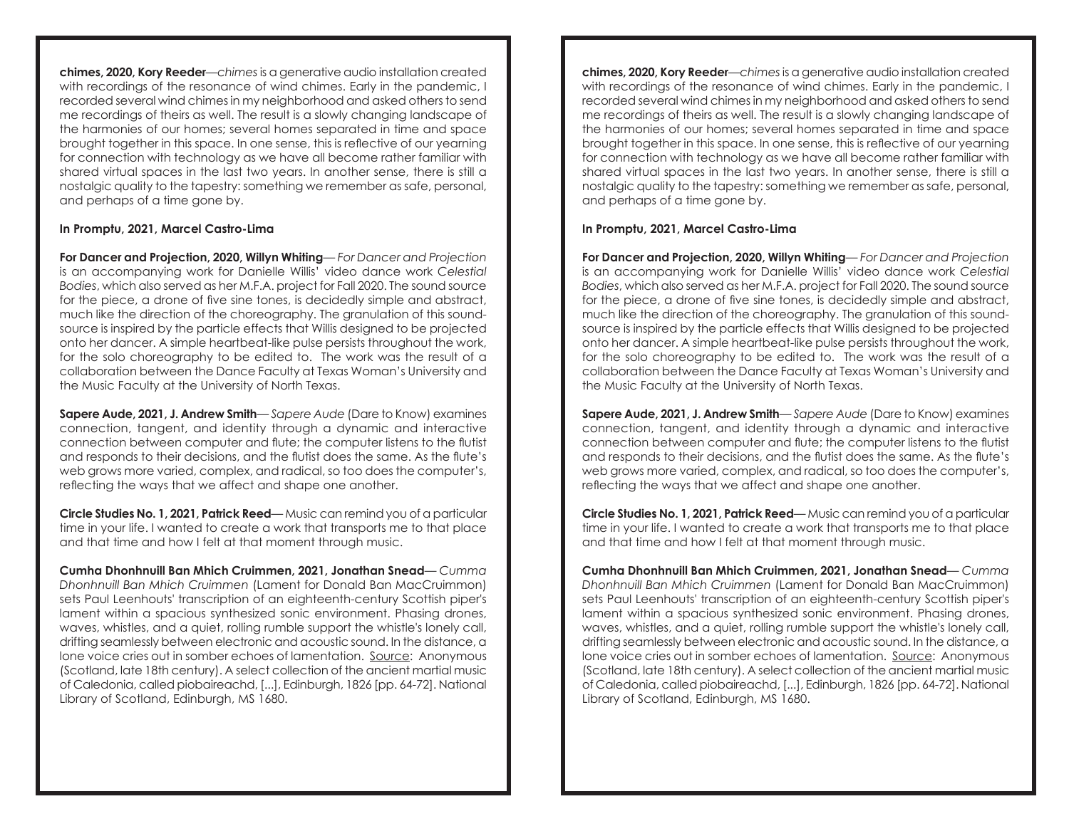**chimes, 2020, Kory Reeder**—*chimes* is a generative audio installation created with recordings of the resonance of wind chimes. Early in the pandemic, I recorded several wind chimes in my neighborhood and asked others to send me recordings of theirs as well. The result is a slowly changing landscape of the harmonies of our homes; several homes separated in time and space brought together in this space. In one sense, this is reflective of our yearning for connection with technology as we have all become rather familiar with shared virtual spaces in the last two years. In another sense, there is still a nostalgic quality to the tapestry: something we remember as safe, personal, and perhaps of a time gone by.

**In Promptu, 2021, Marcel Castro-Lima**

**For Dancer and Projection, 2020, Willyn Whiting**— *For Dancer and Projection* is an accompanying work for Danielle Willis' video dance work *Celestial Bodies*, which also served as her M.F.A. project for Fall 2020. The sound source for the piece, a drone of five sine tones, is decidedly simple and abstract, much like the direction of the choreography. The granulation of this sound-source is inspired by the particle effects that Willis designed to be projected onto her dancer. A simple heartbeat-like pulse persists throughout the work, for the solo choreography to be edited to. The work was the result of a collaboration between the Dance Faculty at Texas Woman's University and the Music Faculty at the University of North Texas.

**Sapere Aude, 2021, J. Andrew Smith**— *Sapere Aude* (Dare to Know) examines connection, tangent, and identity through a dynamic and interactive connection between computer and flute; the computer listens to the flutist and responds to their decisions, and the flutist does the same. As the flute's web grows more varied, complex, and radical, so too does the computer's, reflecting the ways that we affect and shape one another.

**Circle Studies No. 1, 2021, Patrick Reed**— Music can remind you of a particular time in your life. I wanted to create a work that transports me to that place and that time and how I felt at that moment through music.

**Cumha Dhonhnuill Ban Mhich Cruimmen, 2021, Jonathan Snead**— *Cumma Dhonhnuill Ban Mhich Cruimmen* (Lament for Donald Ban MacCruimmon) sets Paul Leenhouts' transcription of an eighteenth-century Scottish piper's lament within a spacious synthesized sonic environment. Phasing drones, waves, whistles, and a quiet, rolling rumble support the whistle's lonely call, drifting seamlessly between electronic and acoustic sound. In the distance, a lone voice cries out in somber echoes of lamentation. Source: Anonymous (Scotland, late 18th century). A select collection of the ancient martial music of Caledonia, called piobaireachd, [...], Edinburgh, 1826 [pp. 64-72]. National Library of Scotland, Edinburgh, MS 1680.

**chimes, 2020, Kory Reeder**—*chimes* is a generative audio installation created with recordings of the resonance of wind chimes. Early in the pandemic, I recorded several wind chimes in my neighborhood and asked others to send me recordings of theirs as well. The result is a slowly changing landscape of the harmonies of our homes; several homes separated in time and space brought together in this space. In one sense, this is reflective of our yearning for connection with technology as we have all become rather familiar with shared virtual spaces in the last two years. In another sense, there is still a nostalgic quality to the tapestry: something we remember as safe, personal, and perhaps of a time gone by.

**In Promptu, 2021, Marcel Castro-Lima**

**For Dancer and Projection, 2020, Willyn Whiting**— *For Dancer and Projection* is an accompanying work for Danielle Willis' video dance work *Celestial Bodies*, which also served as her M.F.A. project for Fall 2020. The sound source for the piece, a drone of five sine tones, is decidedly simple and abstract, much like the direction of the choreography. The granulation of this sound-source is inspired by the particle effects that Willis designed to be projected onto her dancer. A simple heartbeat-like pulse persists throughout the work, for the solo choreography to be edited to. The work was the result of a collaboration between the Dance Faculty at Texas Woman's University and the Music Faculty at the University of North Texas.

**Sapere Aude, 2021, J. Andrew Smith**— *Sapere Aude* (Dare to Know) examines connection, tangent, and identity through a dynamic and interactive connection between computer and flute; the computer listens to the flutist and responds to their decisions, and the flutist does the same. As the flute's web grows more varied, complex, and radical, so too does the computer's, reflecting the ways that we affect and shape one another.

**Circle Studies No. 1, 2021, Patrick Reed**— Music can remind you of a particular time in your life. I wanted to create a work that transports me to that place and that time and how I felt at that moment through music.

**Cumha Dhonhnuill Ban Mhich Cruimmen, 2021, Jonathan Snead**— *Cumma Dhonhnuill Ban Mhich Cruimmen* (Lament for Donald Ban MacCruimmon) sets Paul Leenhouts' transcription of an eighteenth-century Scottish piper's lament within a spacious synthesized sonic environment. Phasing drones, waves, whistles, and a quiet, rolling rumble support the whistle's lonely call, drifting seamlessly between electronic and acoustic sound. In the distance, a lone voice cries out in somber echoes of lamentation. Source: Anonymous (Scotland, late 18th century). A select collection of the ancient martial music of Caledonia, called piobaireachd, [...], Edinburgh, 1826 [pp. 64-72]. National Library of Scotland, Edinburgh, MS 1680.